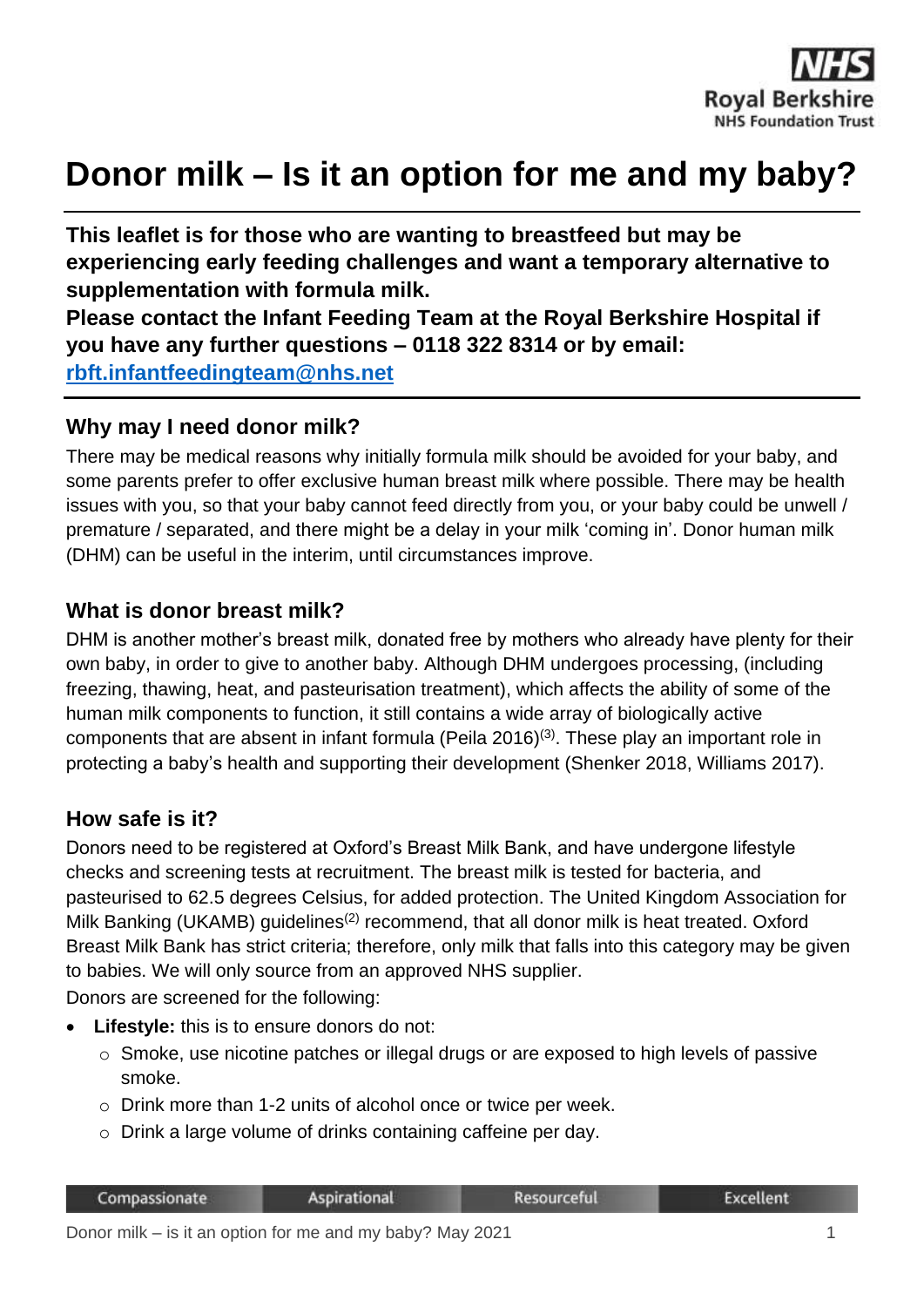# Donor milk – Is it an option for me and my baby?

**This leaflet is for those who are wanting to breastfeed but may be experiencing early feeding challenges and want a temporary alternative to supplementation with formula milk.**
**Please contact the Infant Feeding Team at the Royal Berkshire Hospital if you have any further questions – 0118 322 8314 or by email: rbft.infantfeedingteam@nhs.net**

## Why may I need donor milk?

There may be medical reasons why initially formula milk should be avoided for your baby, and some parents prefer to offer exclusive human breast milk where possible. There may be health issues with you, so that your baby cannot feed directly from you, or your baby could be unwell / premature / separated, and there might be a delay in your milk 'coming in'. Donor human milk (DHM) can be useful in the interim, until circumstances improve.

## What is donor breast milk?

DHM is another mother's breast milk, donated free by mothers who already have plenty for their own baby, in order to give to another baby. Although DHM undergoes processing, (including freezing, thawing, heat, and pasteurisation treatment), which affects the ability of some of the human milk components to function, it still contains a wide array of biologically active components that are absent in infant formula (Peila 2016)[3]. These play an important role in protecting a baby's health and supporting their development (Shenker 2018, Williams 2017).

## How safe is it?

Donors need to be registered at Oxford's Breast Milk Bank, and have undergone lifestyle checks and screening tests at recruitment. The breast milk is tested for bacteria, and pasteurised to 62.5 degrees Celsius, for added protection. The United Kingdom Association for Milk Banking (UKAMB) guidelines[2] recommend, that all donor milk is heat treated. Oxford Breast Milk Bank has strict criteria; therefore, only milk that falls into this category may be given to babies. We will only source from an approved NHS supplier.

Donors are screened for the following:

- **Lifestyle:** this is to ensure donors do not:
  - Smoke, use nicotine patches or illegal drugs or are exposed to high levels of passive smoke.
  - Drink more than 1-2 units of alcohol once or twice per week.
  - Drink a large volume of drinks containing caffeine per day.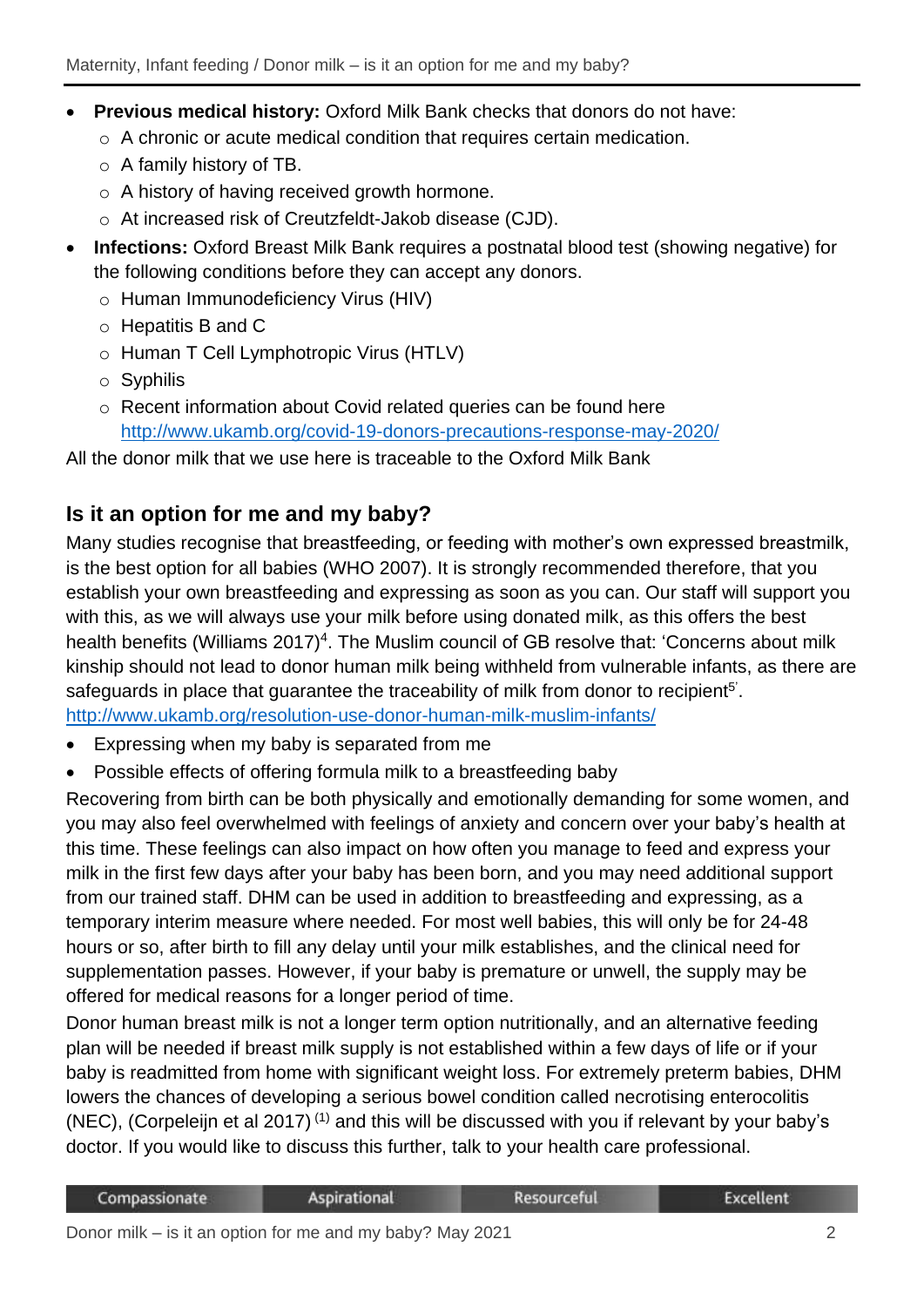- **Previous medical history:** Oxford Milk Bank checks that donors do not have:
  - A chronic or acute medical condition that requires certain medication.
  - A family history of TB.
  - A history of having received growth hormone.
  - At increased risk of Creutzfeldt-Jakob disease (CJD).
- **Infections:** Oxford Breast Milk Bank requires a postnatal blood test (showing negative) for the following conditions before they can accept any donors.
  - Human Immunodeficiency Virus (HIV)
  - Hepatitis B and C
  - Human T Cell Lymphotropic Virus (HTLV)
  - Syphilis
  - Recent information about Covid related queries can be found here http://www.ukamb.org/covid-19-donors-precautions-response-may-2020/

All the donor milk that we use here is traceable to the Oxford Milk Bank

## Is it an option for me and my baby?

Many studies recognise that breastfeeding, or feeding with mother's own expressed breastmilk, is the best option for all babies (WHO 2007). It is strongly recommended therefore, that you establish your own breastfeeding and expressing as soon as you can. Our staff will support you with this, as we will always use your milk before using donated milk, as this offers the best health benefits (Williams 2017)[4]. The Muslim council of GB resolve that: 'Concerns about milk kinship should not lead to donor human milk being withheld from vulnerable infants, as there are safeguards in place that guarantee the traceability of milk from donor to recipient[5]'.
http://www.ukamb.org/resolution-use-donor-human-milk-muslim-infants/

- Expressing when my baby is separated from me
- Possible effects of offering formula milk to a breastfeeding baby

Recovering from birth can be both physically and emotionally demanding for some women, and you may also feel overwhelmed with feelings of anxiety and concern over your baby's health at this time. These feelings can also impact on how often you manage to feed and express your milk in the first few days after your baby has been born, and you may need additional support from our trained staff. DHM can be used in addition to breastfeeding and expressing, as a temporary interim measure where needed. For most well babies, this will only be for 24-48 hours or so, after birth to fill any delay until your milk establishes, and the clinical need for supplementation passes. However, if your baby is premature or unwell, the supply may be offered for medical reasons for a longer period of time.

Donor human breast milk is not a longer term option nutritionally, and an alternative feeding plan will be needed if breast milk supply is not established within a few days of life or if your baby is readmitted from home with significant weight loss. For extremely preterm babies, DHM lowers the chances of developing a serious bowel condition called necrotising enterocolitis (NEC), (Corpeleijn et al 2017) [1] and this will be discussed with you if relevant by your baby's doctor. If you would like to discuss this further, talk to your health care professional.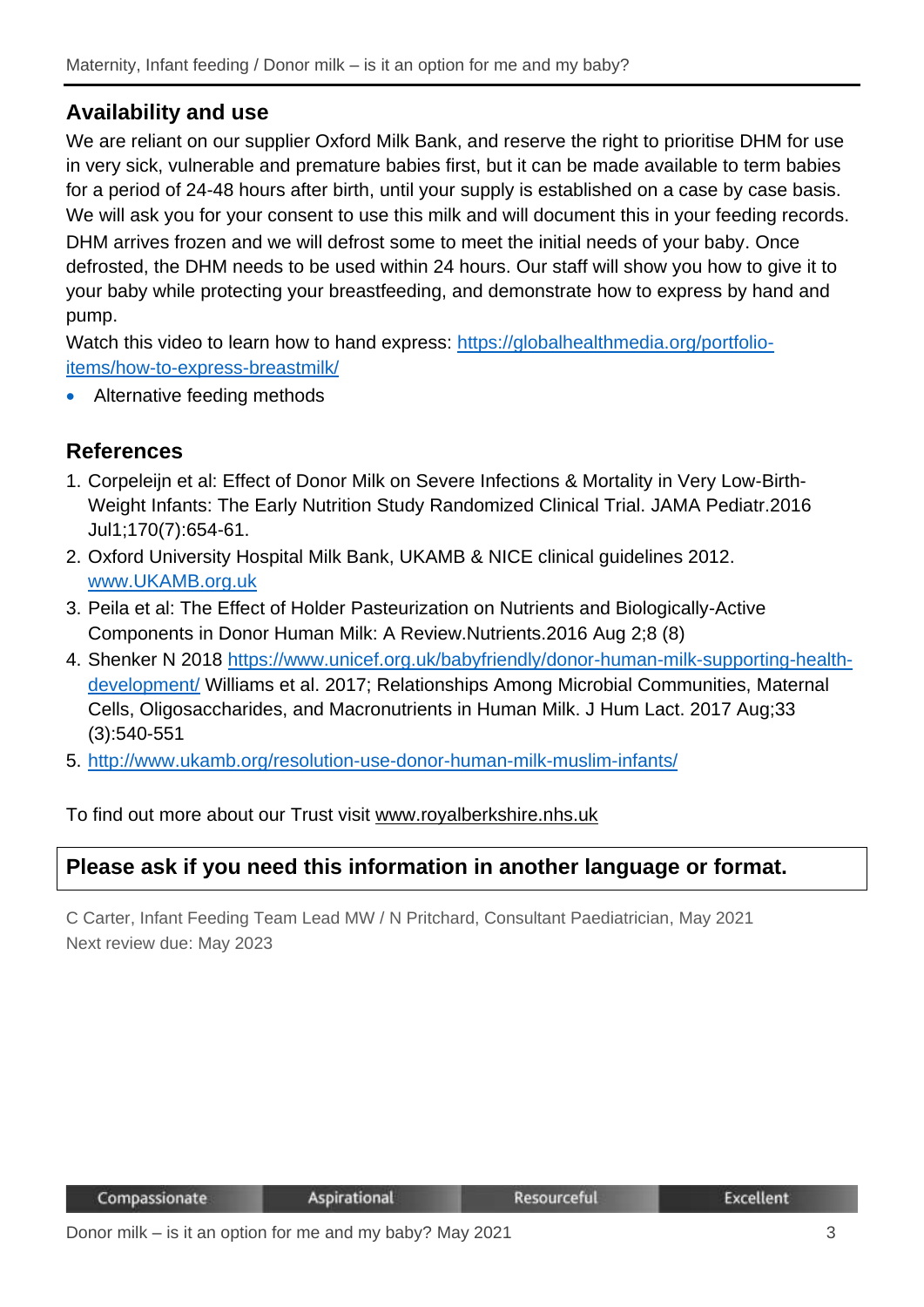## Availability and use

We are reliant on our supplier Oxford Milk Bank, and reserve the right to prioritise DHM for use in very sick, vulnerable and premature babies first, but it can be made available to term babies for a period of 24-48 hours after birth, until your supply is established on a case by case basis. We will ask you for your consent to use this milk and will document this in your feeding records.

DHM arrives frozen and we will defrost some to meet the initial needs of your baby. Once defrosted, the DHM needs to be used within 24 hours. Our staff will show you how to give it to your baby while protecting your breastfeeding, and demonstrate how to express by hand and pump.

Watch this video to learn how to hand express: https://globalhealthmedia.org/portfolio-items/how-to-express-breastmilk/

- Alternative feeding methods

## References

1. Corpeleijn et al: Effect of Donor Milk on Severe Infections & Mortality in Very Low-Birth-Weight Infants: The Early Nutrition Study Randomized Clinical Trial. JAMA Pediatr.2016 Jul1;170(7):654-61.
2. Oxford University Hospital Milk Bank, UKAMB & NICE clinical guidelines 2012. www.UKAMB.org.uk
3. Peila et al: The Effect of Holder Pasteurization on Nutrients and Biologically-Active Components in Donor Human Milk: A Review.Nutrients.2016 Aug 2;8 (8)
4. Shenker N 2018 https://www.unicef.org.uk/babyfriendly/donor-human-milk-supporting-health-development/ Williams et al. 2017; Relationships Among Microbial Communities, Maternal Cells, Oligosaccharides, and Macronutrients in Human Milk. J Hum Lact. 2017 Aug;33 (3):540-551
5. http://www.ukamb.org/resolution-use-donor-human-milk-muslim-infants/

To find out more about our Trust visit www.royalberkshire.nhs.uk

**Please ask if you need this information in another language or format.**

C Carter, Infant Feeding Team Lead MW / N Pritchard, Consultant Paediatrician, May 2021
Next review due: May 2023

Compassionate | Aspirational | Resourceful | Excellent